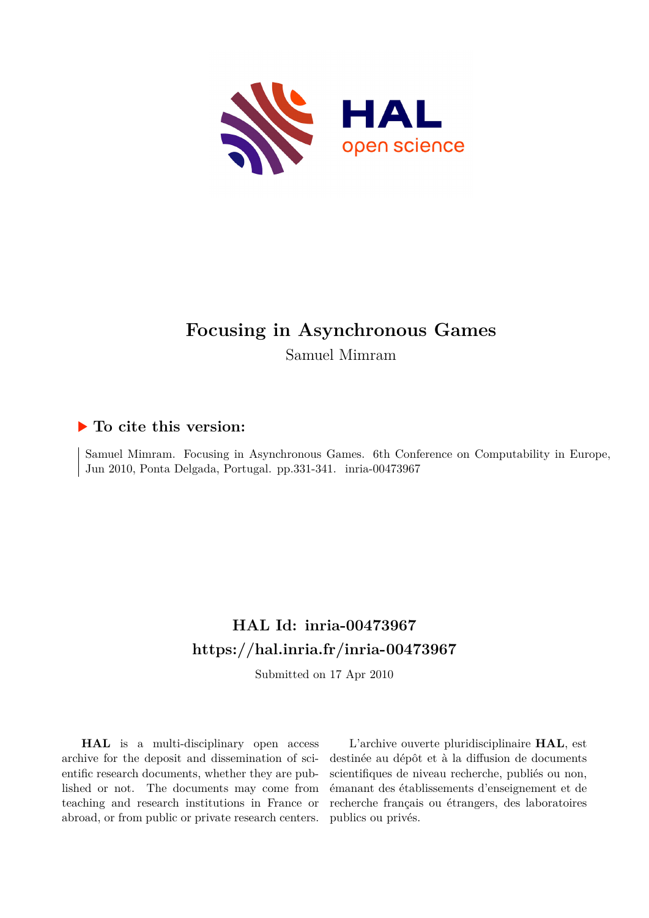# Focusing in Asynchronous Games

Samuel Mimram

### ▶ To cite this version:

Samuel Mimram. Focusing in Asynchronous Games. 6th Conference on Computability in Europe, Jun 2010, Ponta Delgada, Portugal. pp.331-341. inria-00473967

## HAL Id: inria-00473967
## https://hal.inria.fr/inria-00473967

Submitted on 17 Apr 2010

**HAL** is a multi-disciplinary open access archive for the deposit and dissemination of scientific research documents, whether they are published or not. The documents may come from teaching and research institutions in France or abroad, or from public or private research centers.

L'archive ouverte pluridisciplinaire **HAL**, est destinée au dépôt et à la diffusion de documents scientifiques de niveau recherche, publiés ou non, émanant des établissements d'enseignement et de recherche français ou étrangers, des laboratoires publics ou privés.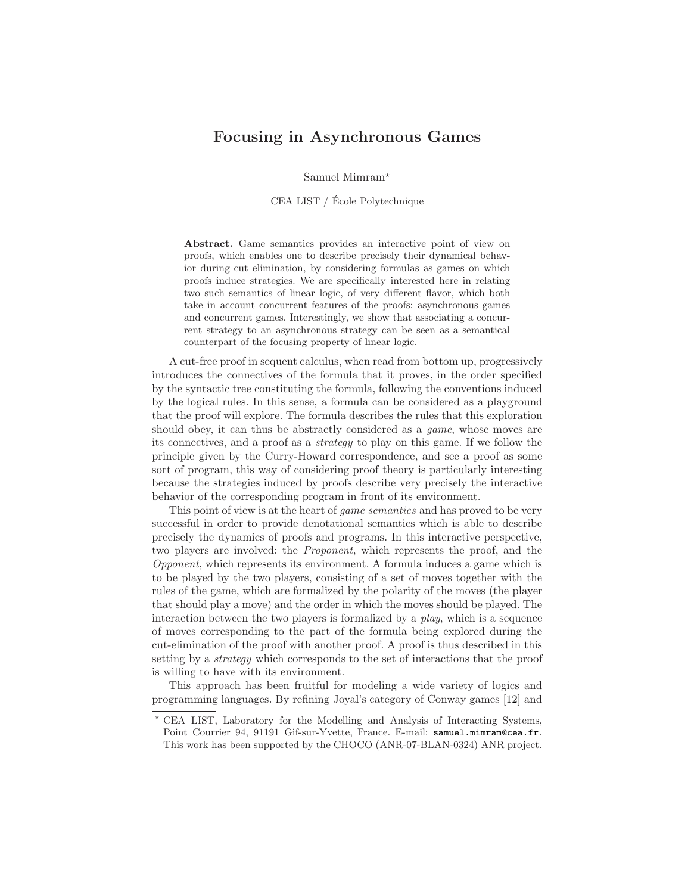# Focusing in Asynchronous Games

Samuel Mimram*

CEA LIST / École Polytechnique

**Abstract.** Game semantics provides an interactive point of view on proofs, which enables one to describe precisely their dynamical behavior during cut elimination, by considering formulas as games on which proofs induce strategies. We are specifically interested here in relating two such semantics of linear logic, of very different flavor, which both take in account concurrent features of the proofs: asynchronous games and concurrent games. Interestingly, we show that associating a concurrent strategy to an asynchronous strategy can be seen as a semantical counterpart of the focusing property of linear logic.

A cut-free proof in sequent calculus, when read from bottom up, progressively introduces the connectives of the formula that it proves, in the order specified by the syntactic tree constituting the formula, following the conventions induced by the logical rules. In this sense, a formula can be considered as a playground that the proof will explore. The formula describes the rules that this exploration should obey, it can thus be abstractly considered as a *game*, whose moves are its connectives, and a proof as a *strategy* to play on this game. If we follow the principle given by the Curry-Howard correspondence, and see a proof as some sort of program, this way of considering proof theory is particularly interesting because the strategies induced by proofs describe very precisely the interactive behavior of the corresponding program in front of its environment.

This point of view is at the heart of *game semantics* and has proved to be very successful in order to provide denotational semantics which is able to describe precisely the dynamics of proofs and programs. In this interactive perspective, two players are involved: the *Proponent*, which represents the proof, and the *Opponent*, which represents its environment. A formula induces a game which is to be played by the two players, consisting of a set of moves together with the rules of the game, which are formalized by the polarity of the moves (the player that should play a move) and the order in which the moves should be played. The interaction between the two players is formalized by a *play*, which is a sequence of moves corresponding to the part of the formula being explored during the cut-elimination of the proof with another proof. A proof is thus described in this setting by a *strategy* which corresponds to the set of interactions that the proof is willing to have with its environment.

This approach has been fruitful for modeling a wide variety of logics and programming languages. By refining Joyal's category of Conway games [12] and

---

* CEA LIST, Laboratory for the Modelling and Analysis of Interacting Systems, Point Courrier 94, 91191 Gif-sur-Yvette, France. E-mail: samuel.mimram@cea.fr. This work has been supported by the CHOCO (ANR-07-BLAN-0324) ANR project.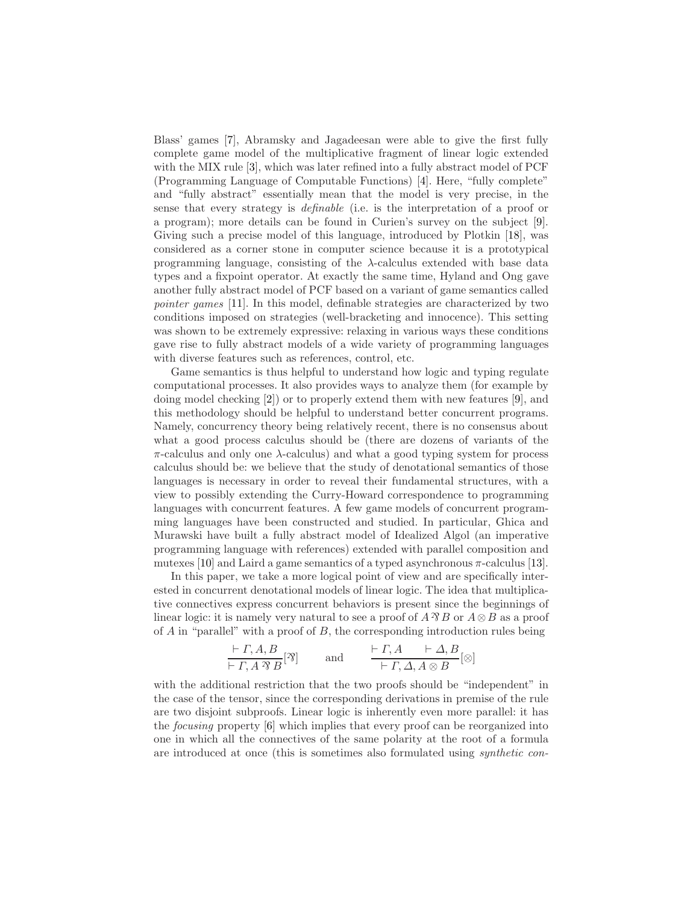Blass' games [7], Abramsky and Jagadeesan were able to give the first fully complete game model of the multiplicative fragment of linear logic extended with the MIX rule [3], which was later refined into a fully abstract model of PCF (Programming Language of Computable Functions) [4]. Here, "fully complete" and "fully abstract" essentially mean that the model is very precise, in the sense that every strategy is *definable* (i.e. is the interpretation of a proof or a program); more details can be found in Curien's survey on the subject [9]. Giving such a precise model of this language, introduced by Plotkin [18], was considered as a corner stone in computer science because it is a prototypical programming language, consisting of the λ-calculus extended with base data types and a fixpoint operator. At exactly the same time, Hyland and Ong gave another fully abstract model of PCF based on a variant of game semantics called *pointer games* [11]. In this model, definable strategies are characterized by two conditions imposed on strategies (well-bracketing and innocence). This setting was shown to be extremely expressive: relaxing in various ways these conditions gave rise to fully abstract models of a wide variety of programming languages with diverse features such as references, control, etc.

Game semantics is thus helpful to understand how logic and typing regulate computational processes. It also provides ways to analyze them (for example by doing model checking [2]) or to properly extend them with new features [9], and this methodology should be helpful to understand better concurrent programs. Namely, concurrency theory being relatively recent, there is no consensus about what a good process calculus should be (there are dozens of variants of the π-calculus and only one λ-calculus) and what a good typing system for process calculus should be: we believe that the study of denotational semantics of those languages is necessary in order to reveal their fundamental structures, with a view to possibly extending the Curry-Howard correspondence to programming languages with concurrent features. A few game models of concurrent programming languages have been constructed and studied. In particular, Ghica and Murawski have built a fully abstract model of Idealized Algol (an imperative programming language with references) extended with parallel composition and mutexes [10] and Laird a game semantics of a typed asynchronous π-calculus [13].

In this paper, we take a more logical point of view and are specifically interested in concurrent denotational models of linear logic. The idea that multiplicative connectives express concurrent behaviors is present since the beginnings of linear logic: it is namely very natural to see a proof of $A \parr B$ or $A \otimes B$ as a proof of $A$ in "parallel" with a proof of $B$, the corresponding introduction rules being

$$\frac{\vdash \Gamma, A, B}{\vdash \Gamma, A \parr B}[\parr] \qquad \text{and} \qquad \frac{\vdash \Gamma, A \qquad \vdash \Delta, B}{\vdash \Gamma, \Delta, A \otimes B}[\otimes]$$

with the additional restriction that the two proofs should be "independent" in the case of the tensor, since the corresponding derivations in premise of the rule are two disjoint subproofs. Linear logic is inherently even more parallel: it has the *focusing* property [6] which implies that every proof can be reorganized into one in which all the connectives of the same polarity at the root of a formula are introduced at once (this is sometimes also formulated using *synthetic con-*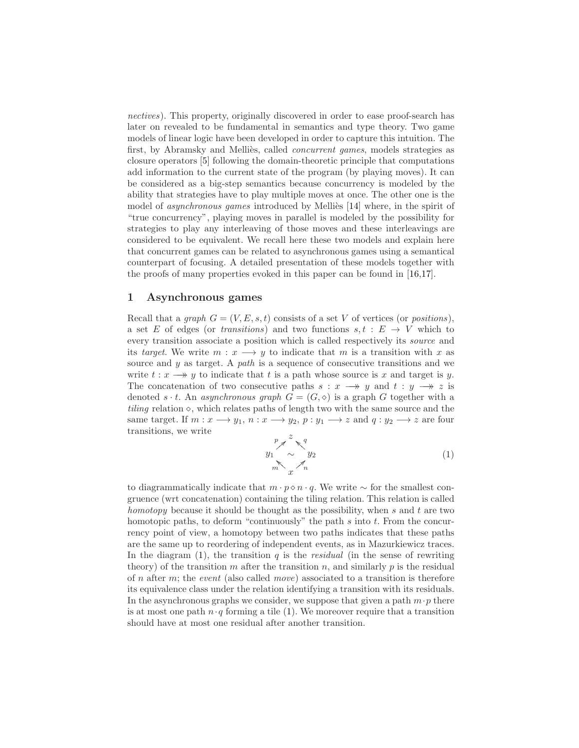*nectives*). This property, originally discovered in order to ease proof-search has later on revealed to be fundamental in semantics and type theory. Two game models of linear logic have been developed in order to capture this intuition. The first, by Abramsky and Melliès, called *concurrent games*, models strategies as closure operators [5] following the domain-theoretic principle that computations add information to the current state of the program (by playing moves). It can be considered as a big-step semantics because concurrency is modeled by the ability that strategies have to play multiple moves at once. The other one is the model of *asynchronous games* introduced by Melliès [14] where, in the spirit of "true concurrency", playing moves in parallel is modeled by the possibility for strategies to play any interleaving of those moves and these interleavings are considered to be equivalent. We recall here these two models and explain here that concurrent games can be related to asynchronous games using a semantical counterpart of focusing. A detailed presentation of these models together with the proofs of many properties evoked in this paper can be found in [16,17].

## 1 Asynchronous games

Recall that a *graph* $G = (V, E, s, t)$ consists of a set $V$ of vertices (or *positions*), a set $E$ of edges (or *transitions*) and two functions $s, t : E \to V$ which to every transition associate a position which is called respectively its *source* and its *target*. We write $m : x \longrightarrow y$ to indicate that $m$ is a transition with $x$ as source and $y$ as target. A *path* is a sequence of consecutive transitions and we write $t : x \twoheadrightarrow y$ to indicate that $t$ is a path whose source is $x$ and target is $y$. The concatenation of two consecutive paths $s : x \twoheadrightarrow y$ and $t : y \twoheadrightarrow z$ is denoted $s \cdot t$. An *asynchronous graph* $G = (G, \diamond)$ is a graph $G$ together with a *tiling* relation $\diamond$, which relates paths of length two with the same source and the same target. If $m : x \longrightarrow y_1$, $n : x \longrightarrow y_2$, $p : y_1 \longrightarrow z$ and $q : y_2 \longrightarrow z$ are four transitions, we write

$$\begin{array}{ccc} & z & \\ {}^{p}\nearrow & & \nwarrow^{q} \\ y_1 & \sim & y_2 \\ {}_{m}\nwarrow & & \nearrow_{n} \\ & x & \end{array} \tag{1}$$

to diagrammatically indicate that $m \cdot p \diamond n \cdot q$. We write $\sim$ for the smallest congruence (wrt concatenation) containing the tiling relation. This relation is called *homotopy* because it should be thought as the possibility, when $s$ and $t$ are two homotopic paths, to deform "continuously" the path $s$ into $t$. From the concurrency point of view, a homotopy between two paths indicates that these paths are the same up to reordering of independent events, as in Mazurkiewicz traces. In the diagram (1), the transition $q$ is the *residual* (in the sense of rewriting theory) of the transition $m$ after the transition $n$, and similarly $p$ is the residual of $n$ after $m$; the *event* (also called *move*) associated to a transition is therefore its equivalence class under the relation identifying a transition with its residuals. In the asynchronous graphs we consider, we suppose that given a path $m \cdot p$ there is at most one path $n \cdot q$ forming a tile (1). We moreover require that a transition should have at most one residual after another transition.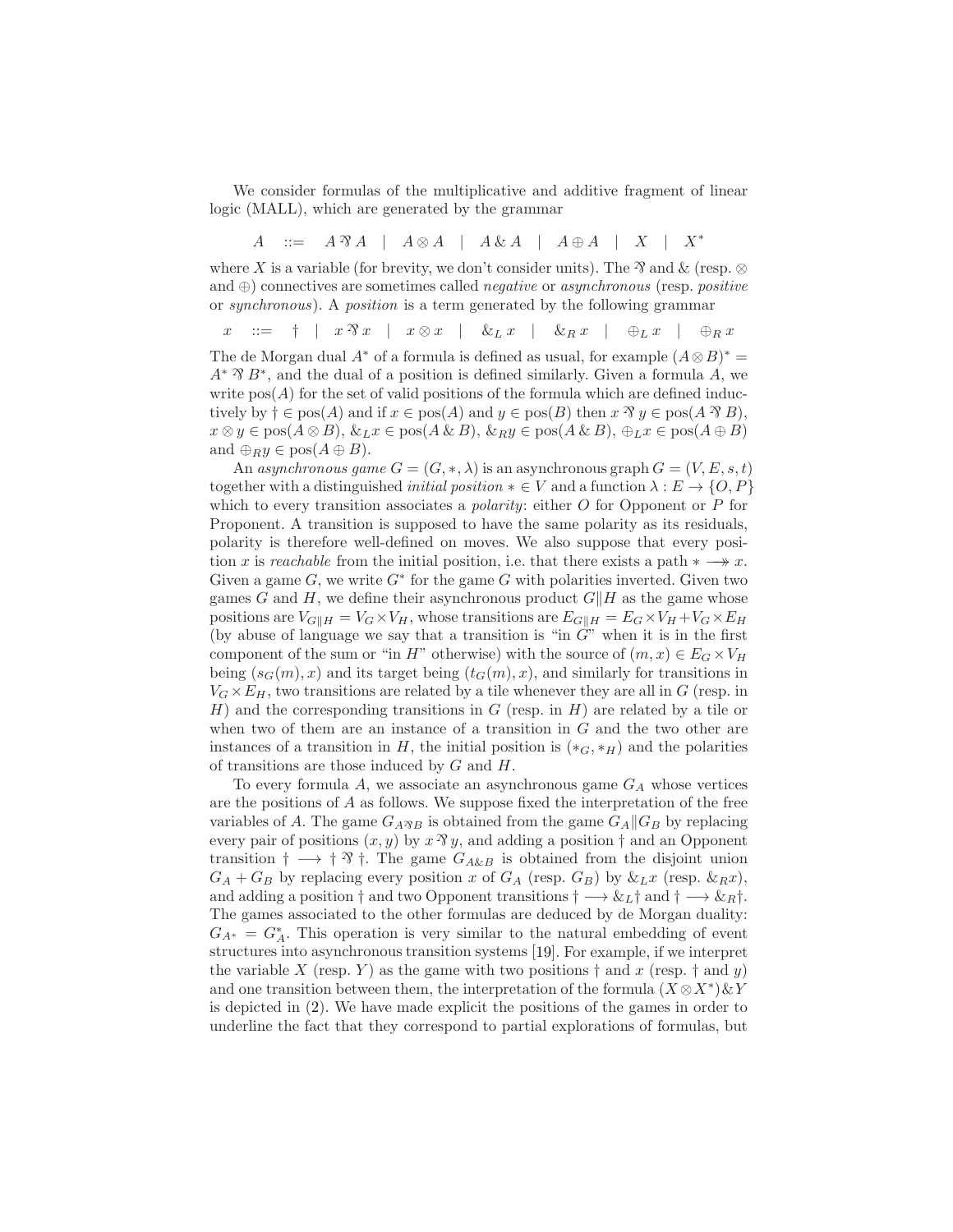We consider formulas of the multiplicative and additive fragment of linear logic (MALL), which are generated by the grammar

$$A \quad ::= \quad A \mathbin{\invamp} A \quad | \quad A \otimes A \quad | \quad A \mathbin{\&} A \quad | \quad A \oplus A \quad | \quad X \quad | \quad X^*$$

where $X$ is a variable (for brevity, we don't consider units). The $\invamp$ and $\&$ (resp. $\otimes$ and $\oplus$) connectives are sometimes called *negative* or *asynchronous* (resp. *positive* or *synchronous*). A *position* is a term generated by the following grammar

$$x \quad ::= \quad \dagger \quad | \quad x \mathbin{\invamp} x \quad | \quad x \otimes x \quad | \quad \&_L\, x \quad | \quad \&_R\, x \quad | \quad \oplus_L\, x \quad | \quad \oplus_R\, x$$

The de Morgan dual $A^*$ of a formula is defined as usual, for example $(A \otimes B)^* = A^* \mathbin{\invamp} B^*$, and the dual of a position is defined similarly. Given a formula $A$, we write $\mathrm{pos}(A)$ for the set of valid positions of the formula which are defined inductively by $\dagger \in \mathrm{pos}(A)$ and if $x \in \mathrm{pos}(A)$ and $y \in \mathrm{pos}(B)$ then $x \mathbin{\invamp} y \in \mathrm{pos}(A \mathbin{\invamp} B)$, $x \otimes y \in \mathrm{pos}(A \otimes B)$, $\&_L x \in \mathrm{pos}(A \mathbin{\&} B)$, $\&_R y \in \mathrm{pos}(A \mathbin{\&} B)$, $\oplus_L x \in \mathrm{pos}(A \oplus B)$ and $\oplus_R y \in \mathrm{pos}(A \oplus B)$.

An *asynchronous game* $G = (G, *, \lambda)$ is an asynchronous graph $G = (V, E, s, t)$ together with a distinguished *initial position* $* \in V$ and a function $\lambda : E \to \{O, P\}$ which to every transition associates a *polarity*: either $O$ for Opponent or $P$ for Proponent. A transition is supposed to have the same polarity as its residuals, polarity is therefore well-defined on moves. We also suppose that every position $x$ is *reachable* from the initial position, i.e. that there exists a path $* \longrightarrow\!\!\!\!\!\!\!\!\rightarrow x$. Given a game $G$, we write $G^*$ for the game $G$ with polarities inverted. Given two games $G$ and $H$, we define their asynchronous product $G \| H$ as the game whose positions are $V_{G\|H} = V_G \times V_H$, whose transitions are $E_{G\|H} = E_G \times V_H + V_G \times E_H$ (by abuse of language we say that a transition is "in $G$" when it is in the first component of the sum or "in $H$" otherwise) with the source of $(m, x) \in E_G \times V_H$ being $(s_G(m), x)$ and its target being $(t_G(m), x)$, and similarly for transitions in $V_G \times E_H$, two transitions are related by a tile whenever they are all in $G$ (resp. in $H$) and the corresponding transitions in $G$ (resp. in $H$) are related by a tile or when two of them are an instance of a transition in $G$ and the two other are instances of a transition in $H$, the initial position is $(*_G, *_H)$ and the polarities of transitions are those induced by $G$ and $H$.

To every formula $A$, we associate an asynchronous game $G_A$ whose vertices are the positions of $A$ as follows. We suppose fixed the interpretation of the free variables of $A$. The game $G_{A \invamp B}$ is obtained from the game $G_A \| G_B$ by replacing every pair of positions $(x, y)$ by $x \mathbin{\invamp} y$, and adding a position $\dagger$ and an Opponent transition $\dagger \longrightarrow \dagger \mathbin{\invamp} \dagger$. The game $G_{A \& B}$ is obtained from the disjoint union $G_A + G_B$ by replacing every position $x$ of $G_A$ (resp. $G_B$) by $\&_L x$ (resp. $\&_R x$), and adding a position $\dagger$ and two Opponent transitions $\dagger \longrightarrow \&_L \dagger$ and $\dagger \longrightarrow \&_R \dagger$. The games associated to the other formulas are deduced by de Morgan duality: $G_{A^*} = G_A^*$. This operation is very similar to the natural embedding of event structures into asynchronous transition systems [19]. For example, if we interpret the variable $X$ (resp. $Y$) as the game with two positions $\dagger$ and $x$ (resp. $\dagger$ and $y$) and one transition between them, the interpretation of the formula $(X \otimes X^*) \mathbin{\&} Y$ is depicted in (2). We have made explicit the positions of the games in order to underline the fact that they correspond to partial explorations of formulas, but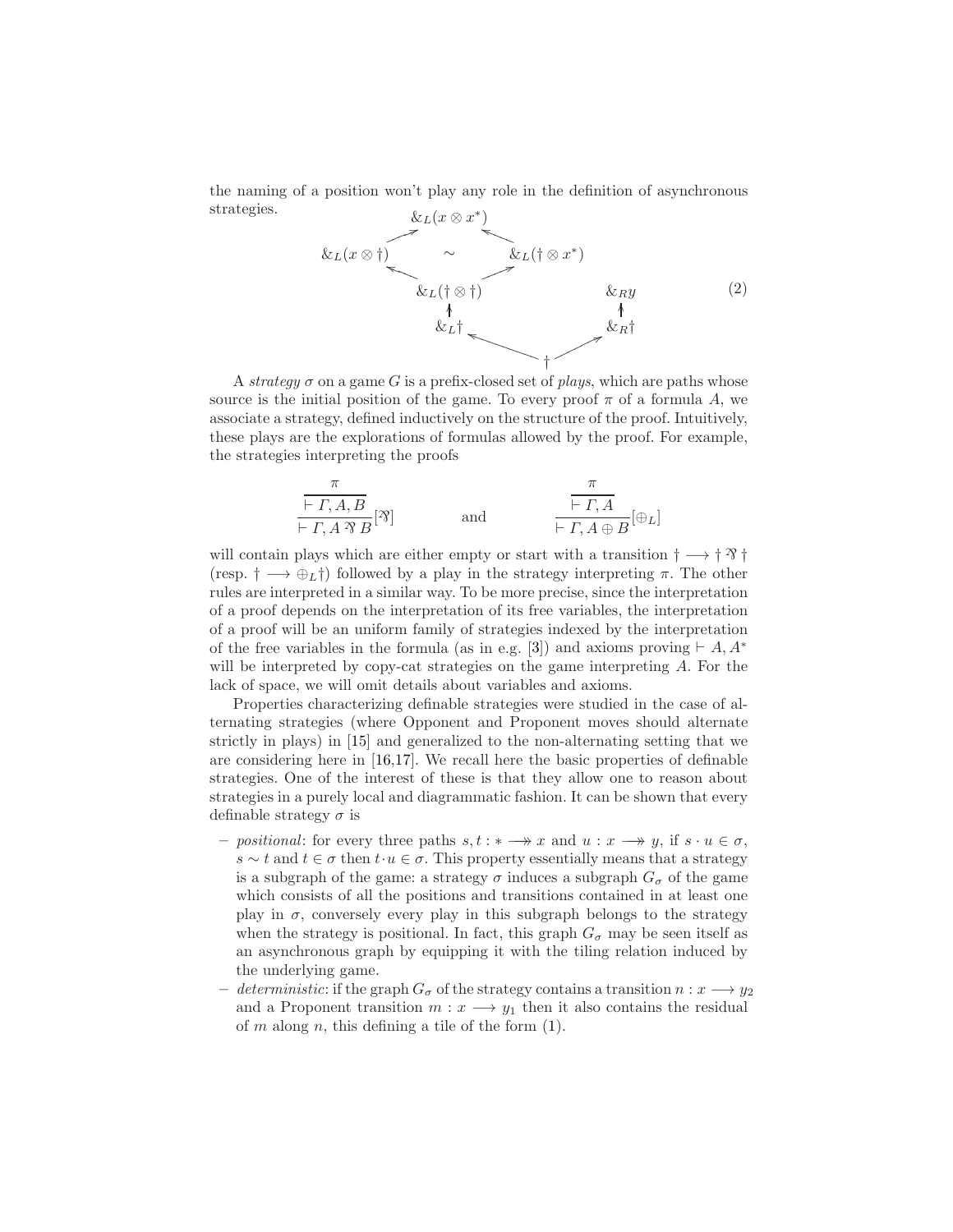the naming of a position won't play any role in the definition of asynchronous strategies.

$$
\begin{array}{ccccc}
 & \&_L(x \otimes x^*) & & & \\
\&_L(x \otimes \dagger) \nearrow & \sim & \nwarrow \&_L(\dagger \otimes x^*) & & \\
\nwarrow & \&_L(\dagger \otimes \dagger) & \nearrow & & \&_R y \\
 & \uparrow & & & \uparrow \\
 & \&_L \dagger & & & \&_R \dagger \\
 & & \nwarrow \quad \dagger \quad \nearrow & &
\end{array}
\tag{2}
$$

A *strategy* $\sigma$ on a game $G$ is a prefix-closed set of *plays*, which are paths whose source is the initial position of the game. To every proof $\pi$ of a formula $A$, we associate a strategy, defined inductively on the structure of the proof. Intuitively, these plays are the explorations of formulas allowed by the proof. For example, the strategies interpreting the proofs

$$
\frac{\dfrac{\pi}{\vdash \Gamma, A, B}}{\vdash \Gamma, A \parr B}[\parr] \qquad \text{and} \qquad \frac{\dfrac{\pi}{\vdash \Gamma, A}}{\vdash \Gamma, A \oplus B}[\oplus_L]
$$

will contain plays which are either empty or start with a transition $\dagger \longrightarrow \dagger \parr \dagger$ (resp. $\dagger \longrightarrow \oplus_L \dagger$) followed by a play in the strategy interpreting $\pi$. The other rules are interpreted in a similar way. To be more precise, since the interpretation of a proof depends on the interpretation of its free variables, the interpretation of a proof will be an uniform family of strategies indexed by the interpretation of the free variables in the formula (as in e.g. [3]) and axioms proving $\vdash A, A^*$ will be interpreted by copy-cat strategies on the game interpreting $A$. For the lack of space, we will omit details about variables and axioms.

Properties characterizing definable strategies were studied in the case of alternating strategies (where Opponent and Proponent moves should alternate strictly in plays) in [15] and generalized to the non-alternating setting that we are considering here in [16,17]. We recall here the basic properties of definable strategies. One of the interest of these is that they allow one to reason about strategies in a purely local and diagrammatic fashion. It can be shown that every definable strategy $\sigma$ is

- *positional*: for every three paths $s, t : * \twoheadrightarrow x$ and $u : x \twoheadrightarrow y$, if $s \cdot u \in \sigma$, $s \sim t$ and $t \in \sigma$ then $t \cdot u \in \sigma$. This property essentially means that a strategy is a subgraph of the game: a strategy $\sigma$ induces a subgraph $G_\sigma$ of the game which consists of all the positions and transitions contained in at least one play in $\sigma$, conversely every play in this subgraph belongs to the strategy when the strategy is positional. In fact, this graph $G_\sigma$ may be seen itself as an asynchronous graph by equipping it with the tiling relation induced by the underlying game.
- *deterministic*: if the graph $G_\sigma$ of the strategy contains a transition $n : x \longrightarrow y_2$ and a Proponent transition $m : x \longrightarrow y_1$ then it also contains the residual of $m$ along $n$, this defining a tile of the form (1).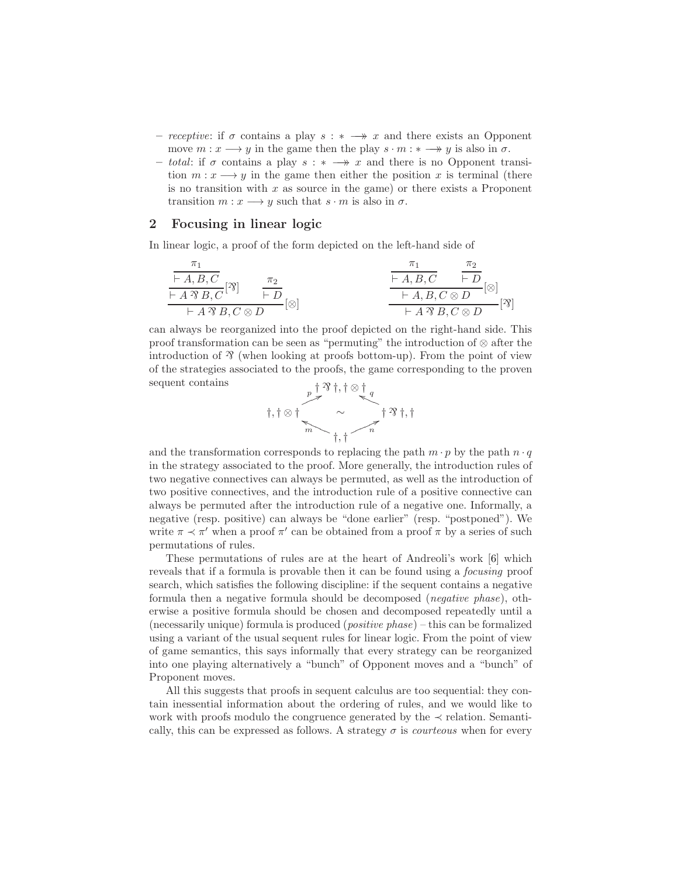– *receptive*: if $\sigma$ contains a play $s : * \twoheadrightarrow x$ and there exists an Opponent move $m : x \longrightarrow y$ in the game then the play $s \cdot m : * \twoheadrightarrow y$ is also in $\sigma$.
– *total*: if $\sigma$ contains a play $s : * \twoheadrightarrow x$ and there is no Opponent transition $m : x \longrightarrow y$ in the game then either the position $x$ is terminal (there is no transition with $x$ as source in the game) or there exists a Proponent transition $m : x \longrightarrow y$ such that $s \cdot m$ is also in $\sigma$.

## 2 Focusing in linear logic

In linear logic, a proof of the form depicted on the left-hand side of

$$
\dfrac{\dfrac{\dfrac{\pi_1}{\vdash A, B, C}}{\vdash A \parr B, C}[\parr] \qquad \dfrac{\pi_2}{\vdash D}}{\vdash A \parr B, C \otimes D}[\otimes]
\qquad\qquad
\dfrac{\dfrac{\dfrac{\pi_1}{\vdash A, B, C} \qquad \dfrac{\pi_2}{\vdash D}}{\vdash A, B, C \otimes D}[\otimes]}{\vdash A \parr B, C \otimes D}[\parr]
$$

can always be reorganized into the proof depicted on the right-hand side. This proof transformation can be seen as "permuting" the introduction of $\otimes$ after the introduction of $\parr$ (when looking at proofs bottom-up). From the point of view of the strategies associated to the proofs, the game corresponding to the proven sequent contains

$$
\begin{array}{ccc}
 & \dagger \parr \dagger, \dagger \otimes \dagger & \\
{}^{p}\nearrow & & \nwarrow^{q} \\
\dagger, \dagger \otimes \dagger & \sim & \dagger \parr \dagger, \dagger \\
{}_{m}\nwarrow & & \nearrow_{n} \\
 & \dagger, \dagger &
\end{array}
$$

and the transformation corresponds to replacing the path $m \cdot p$ by the path $n \cdot q$ in the strategy associated to the proof. More generally, the introduction rules of two negative connectives can always be permuted, as well as the introduction of two positive connectives, and the introduction rule of a positive connective can always be permuted after the introduction rule of a negative one. Informally, a negative (resp. positive) can always be "done earlier" (resp. "postponed"). We write $\pi \prec \pi'$ when a proof $\pi'$ can be obtained from a proof $\pi$ by a series of such permutations of rules.

These permutations of rules are at the heart of Andreoli's work [6] which reveals that if a formula is provable then it can be found using a *focusing* proof search, which satisfies the following discipline: if the sequent contains a negative formula then a negative formula should be decomposed (*negative phase*), otherwise a positive formula should be chosen and decomposed repeatedly until a (necessarily unique) formula is produced (*positive phase*) – this can be formalized using a variant of the usual sequent rules for linear logic. From the point of view of game semantics, this says informally that every strategy can be reorganized into one playing alternatively a "bunch" of Opponent moves and a "bunch" of Proponent moves.

All this suggests that proofs in sequent calculus are too sequential: they contain inessential information about the ordering of rules, and we would like to work with proofs modulo the congruence generated by the $\prec$ relation. Semantically, this can be expressed as follows. A strategy $\sigma$ is *courteous* when for every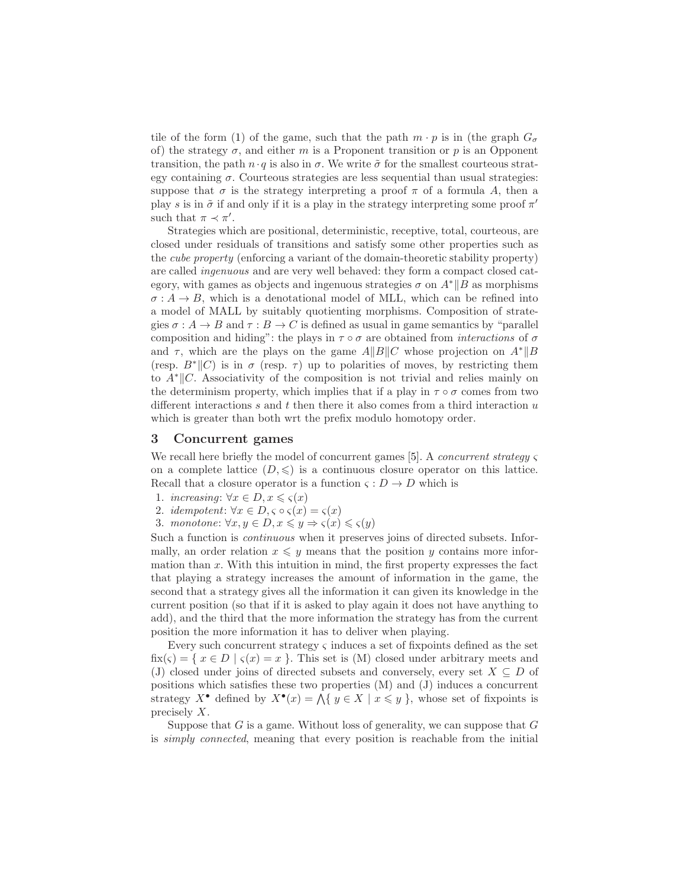tile of the form (1) of the game, such that the path $m \cdot p$ is in (the graph $G_\sigma$ of) the strategy $\sigma$, and either $m$ is a Proponent transition or $p$ is an Opponent transition, the path $n \cdot q$ is also in $\sigma$. We write $\tilde{\sigma}$ for the smallest courteous strategy containing $\sigma$. Courteous strategies are less sequential than usual strategies: suppose that $\sigma$ is the strategy interpreting a proof $\pi$ of a formula $A$, then a play $s$ is in $\tilde{\sigma}$ if and only if it is a play in the strategy interpreting some proof $\pi'$ such that $\pi \prec \pi'$.

Strategies which are positional, deterministic, receptive, total, courteous, are closed under residuals of transitions and satisfy some other properties such as the *cube property* (enforcing a variant of the domain-theoretic stability property) are called *ingenuous* and are very well behaved: they form a compact closed category, with games as objects and ingenuous strategies $\sigma$ on $A^* \| B$ as morphisms $\sigma : A \to B$, which is a denotational model of MLL, which can be refined into a model of MALL by suitably quotienting morphisms. Composition of strategies $\sigma : A \to B$ and $\tau : B \to C$ is defined as usual in game semantics by "parallel composition and hiding": the plays in $\tau \circ \sigma$ are obtained from *interactions* of $\sigma$ and $\tau$, which are the plays on the game $A \| B \| C$ whose projection on $A^* \| B$ (resp. $B^* \| C$) is in $\sigma$ (resp. $\tau$) up to polarities of moves, by restricting them to $A^* \| C$. Associativity of the composition is not trivial and relies mainly on the determinism property, which implies that if a play in $\tau \circ \sigma$ comes from two different interactions $s$ and $t$ then there it also comes from a third interaction $u$ which is greater than both wrt the prefix modulo homotopy order.

## 3 Concurrent games

We recall here briefly the model of concurrent games [5]. A *concurrent strategy* $\varsigma$ on a complete lattice $(D, \leqslant)$ is a continuous closure operator on this lattice. Recall that a closure operator is a function $\varsigma : D \to D$ which is

1. *increasing*: $\forall x \in D, x \leqslant \varsigma(x)$
2. *idempotent*: $\forall x \in D, \varsigma \circ \varsigma(x) = \varsigma(x)$
3. *monotone*: $\forall x, y \in D, x \leqslant y \Rightarrow \varsigma(x) \leqslant \varsigma(y)$

Such a function is *continuous* when it preserves joins of directed subsets. Informally, an order relation $x \leqslant y$ means that the position $y$ contains more information than $x$. With this intuition in mind, the first property expresses the fact that playing a strategy increases the amount of information in the game, the second that a strategy gives all the information it can given its knowledge in the current position (so that if it is asked to play again it does not have anything to add), and the third that the more information the strategy has from the current position the more information it has to deliver when playing.

Every such concurrent strategy $\varsigma$ induces a set of fixpoints defined as the set $\text{fix}(\varsigma) = \{ x \in D \mid \varsigma(x) = x \}$. This set is (M) closed under arbitrary meets and (J) closed under joins of directed subsets and conversely, every set $X \subseteq D$ of positions which satisfies these two properties (M) and (J) induces a concurrent strategy $X^\bullet$ defined by $X^\bullet(x) = \bigwedge \{ y \in X \mid x \leqslant y \}$, whose set of fixpoints is precisely $X$.

Suppose that $G$ is a game. Without loss of generality, we can suppose that $G$ is *simply connected*, meaning that every position is reachable from the initial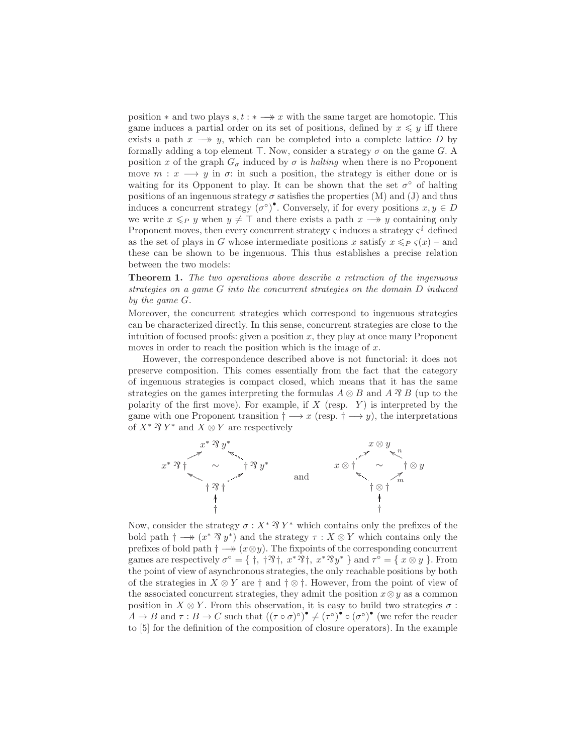position $*$ and two plays $s, t : * \twoheadrightarrow x$ with the same target are homotopic. This game induces a partial order on its set of positions, defined by $x \leqslant y$ iff there exists a path $x \twoheadrightarrow y$, which can be completed into a complete lattice $D$ by formally adding a top element $\top$. Now, consider a strategy $\sigma$ on the game $G$. A position $x$ of the graph $G_\sigma$ induced by $\sigma$ is *halting* when there is no Proponent move $m : x \longrightarrow y$ in $\sigma$: in such a position, the strategy is either done or is waiting for its Opponent to play. It can be shown that the set $\sigma^\circ$ of halting positions of an ingenuous strategy $\sigma$ satisfies the properties (M) and (J) and thus induces a concurrent strategy $(\sigma^\circ)^\bullet$. Conversely, if for every positions $x, y \in D$ we write $x \leqslant_P y$ when $y \neq \top$ and there exists a path $x \twoheadrightarrow y$ containing only Proponent moves, then every concurrent strategy $\varsigma$ induces a strategy $\varsigma^\natural$ defined as the set of plays in $G$ whose intermediate positions $x$ satisfy $x \leqslant_P \varsigma(x)$ – and these can be shown to be ingenuous. This thus establishes a precise relation between the two models:

**Theorem 1.** *The two operations above describe a retraction of the ingenuous strategies on a game $G$ into the concurrent strategies on the domain $D$ induced by the game $G$.*

Moreover, the concurrent strategies which correspond to ingenuous strategies can be characterized directly. In this sense, concurrent strategies are close to the intuition of focused proofs: given a position $x$, they play at once many Proponent moves in order to reach the position which is the image of $x$.

However, the correspondence described above is not functorial: it does not preserve composition. This comes essentially from the fact that the category of ingenuous strategies is compact closed, which means that it has the same strategies on the games interpreting the formulas $A \otimes B$ and $A \parr B$ (up to the polarity of the first move). For example, if $X$ (resp. $Y$) is interpreted by the game with one Proponent transition $\dagger \longrightarrow x$ (resp. $\dagger \longrightarrow y$), the interpretations of $X^* \parr Y^*$ and $X \otimes Y$ are respectively

$x^* \parr y^*$

$x^* \parr \dagger \quad \sim \quad \dagger \parr y^*$

$\dagger \parr \dagger$

$\dagger$

and

$x \otimes y$

$n$

$x \otimes \dagger \quad \sim \quad \dagger \otimes y$

$m$

$\dagger \otimes \dagger$

$\dagger$

Now, consider the strategy $\sigma : X^* \parr Y^*$ which contains only the prefixes of the bold path $\dagger \twoheadrightarrow (x^* \parr y^*)$ and the strategy $\tau : X \otimes Y$ which contains only the prefixes of bold path $\dagger \twoheadrightarrow (x \otimes y)$. The fixpoints of the corresponding concurrent games are respectively $\sigma^\circ = \{ \dagger, \dagger \parr \dagger, x^* \parr \dagger, x^* \parr y^* \}$ and $\tau^\circ = \{ x \otimes y \}$. From the point of view of asynchronous strategies, the only reachable positions by both of the strategies in $X \otimes Y$ are $\dagger$ and $\dagger \otimes \dagger$. However, from the point of view of the associated concurrent strategies, they admit the position $x \otimes y$ as a common position in $X \otimes Y$. From this observation, it is easy to build two strategies $\sigma : A \to B$ and $\tau : B \to C$ such that $((\tau \circ \sigma)^\circ)^\bullet \neq (\tau^\circ)^\bullet \circ (\sigma^\circ)^\bullet$ (we refer the reader to [5] for the definition of the composition of closure operators). In the example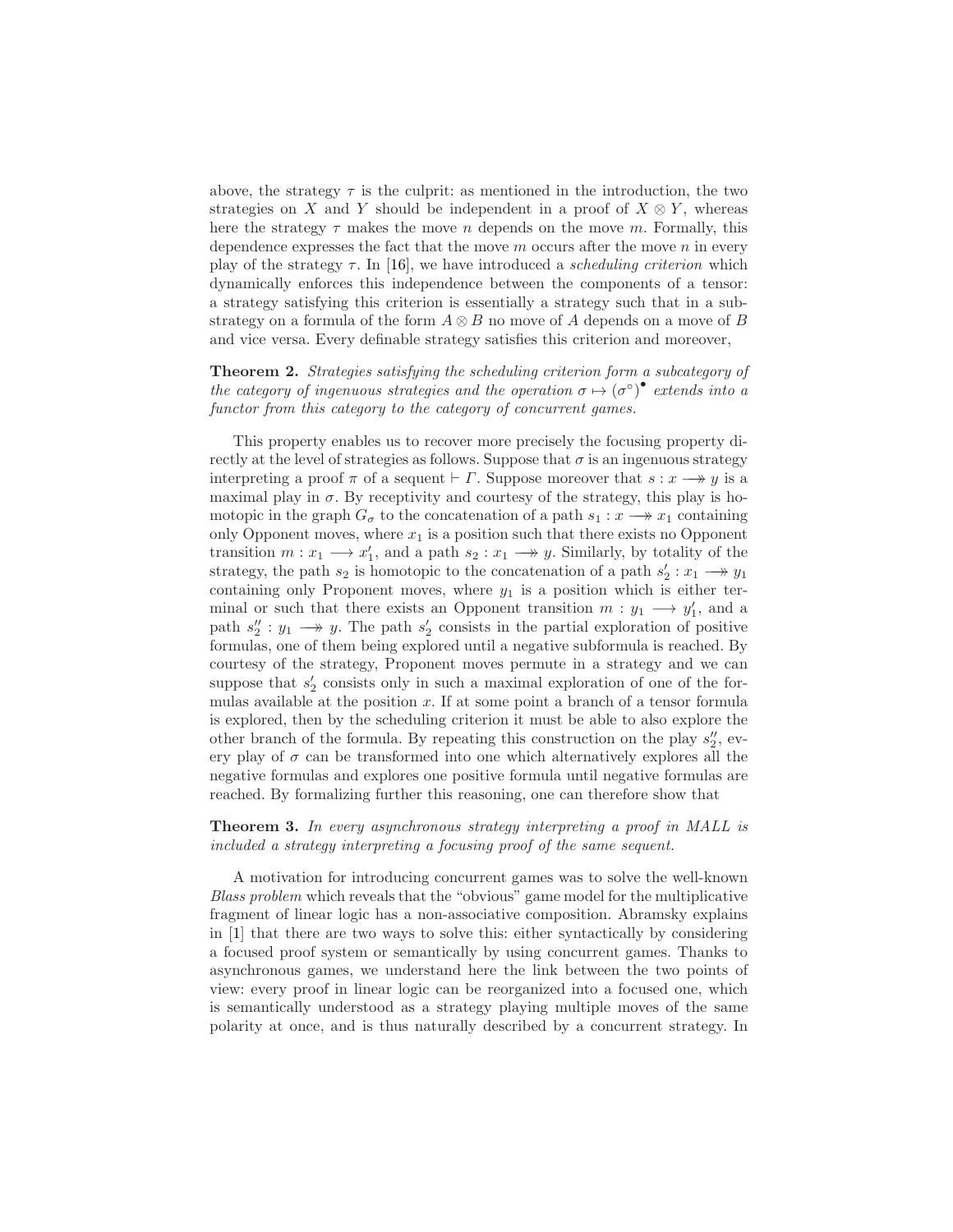above, the strategy $\tau$ is the culprit: as mentioned in the introduction, the two strategies on $X$ and $Y$ should be independent in a proof of $X \otimes Y$, whereas here the strategy $\tau$ makes the move $n$ depends on the move $m$. Formally, this dependence expresses the fact that the move $m$ occurs after the move $n$ in every play of the strategy $\tau$. In [16], we have introduced a *scheduling criterion* which dynamically enforces this independence between the components of a tensor: a strategy satisfying this criterion is essentially a strategy such that in a substrategy on a formula of the form $A \otimes B$ no move of $A$ depends on a move of $B$ and vice versa. Every definable strategy satisfies this criterion and moreover,

**Theorem 2.** *Strategies satisfying the scheduling criterion form a subcategory of the category of ingenuous strategies and the operation $\sigma \mapsto (\sigma^\circ)^\bullet$ extends into a functor from this category to the category of concurrent games.*

This property enables us to recover more precisely the focusing property directly at the level of strategies as follows. Suppose that $\sigma$ is an ingenuous strategy interpreting a proof $\pi$ of a sequent $\vdash \Gamma$. Suppose moreover that $s : x \twoheadrightarrow y$ is a maximal play in $\sigma$. By receptivity and courtesy of the strategy, this play is homotopic in the graph $G_\sigma$ to the concatenation of a path $s_1 : x \twoheadrightarrow x_1$ containing only Opponent moves, where $x_1$ is a position such that there exists no Opponent transition $m : x_1 \longrightarrow x_1'$, and a path $s_2 : x_1 \twoheadrightarrow y$. Similarly, by totality of the strategy, the path $s_2$ is homotopic to the concatenation of a path $s_2' : x_1 \twoheadrightarrow y_1$ containing only Proponent moves, where $y_1$ is a position which is either terminal or such that there exists an Opponent transition $m : y_1 \longrightarrow y_1'$, and a path $s_2'' : y_1 \twoheadrightarrow y$. The path $s_2'$ consists in the partial exploration of positive formulas, one of them being explored until a negative subformula is reached. By courtesy of the strategy, Proponent moves permute in a strategy and we can suppose that $s_2'$ consists only in such a maximal exploration of one of the formulas available at the position $x$. If at some point a branch of a tensor formula is explored, then by the scheduling criterion it must be able to also explore the other branch of the formula. By repeating this construction on the play $s_2''$, every play of $\sigma$ can be transformed into one which alternatively explores all the negative formulas and explores one positive formula until negative formulas are reached. By formalizing further this reasoning, one can therefore show that

**Theorem 3.** *In every asynchronous strategy interpreting a proof in MALL is included a strategy interpreting a focusing proof of the same sequent.*

A motivation for introducing concurrent games was to solve the well-known *Blass problem* which reveals that the "obvious" game model for the multiplicative fragment of linear logic has a non-associative composition. Abramsky explains in [1] that there are two ways to solve this: either syntactically by considering a focused proof system or semantically by using concurrent games. Thanks to asynchronous games, we understand here the link between the two points of view: every proof in linear logic can be reorganized into a focused one, which is semantically understood as a strategy playing multiple moves of the same polarity at once, and is thus naturally described by a concurrent strategy. In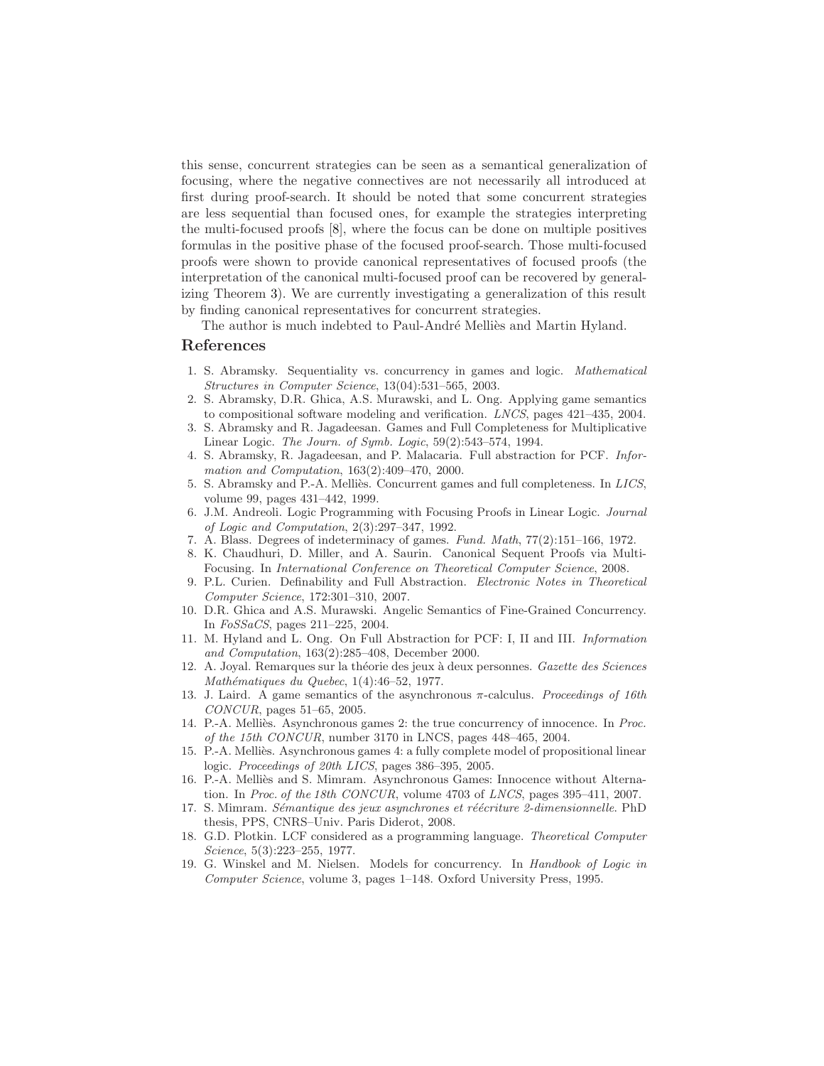this sense, concurrent strategies can be seen as a semantical generalization of focusing, where the negative connectives are not necessarily all introduced at first during proof-search. It should be noted that some concurrent strategies are less sequential than focused ones, for example the strategies interpreting the multi-focused proofs [8], where the focus can be done on multiple positives formulas in the positive phase of the focused proof-search. Those multi-focused proofs were shown to provide canonical representatives of focused proofs (the interpretation of the canonical multi-focused proof can be recovered by generalizing Theorem 3). We are currently investigating a generalization of this result by finding canonical representatives for concurrent strategies.

The author is much indebted to Paul-André Melliès and Martin Hyland.

## References

1. S. Abramsky. Sequentiality vs. concurrency in games and logic. *Mathematical Structures in Computer Science*, 13(04):531–565, 2003.
2. S. Abramsky, D.R. Ghica, A.S. Murawski, and L. Ong. Applying game semantics to compositional software modeling and verification. *LNCS*, pages 421–435, 2004.
3. S. Abramsky and R. Jagadeesan. Games and Full Completeness for Multiplicative Linear Logic. *The Journ. of Symb. Logic*, 59(2):543–574, 1994.
4. S. Abramsky, R. Jagadeesan, and P. Malacaria. Full abstraction for PCF. *Information and Computation*, 163(2):409–470, 2000.
5. S. Abramsky and P.-A. Melliès. Concurrent games and full completeness. In *LICS*, volume 99, pages 431–442, 1999.
6. J.M. Andreoli. Logic Programming with Focusing Proofs in Linear Logic. *Journal of Logic and Computation*, 2(3):297–347, 1992.
7. A. Blass. Degrees of indeterminacy of games. *Fund. Math*, 77(2):151–166, 1972.
8. K. Chaudhuri, D. Miller, and A. Saurin. Canonical Sequent Proofs via Multi-Focusing. In *International Conference on Theoretical Computer Science*, 2008.
9. P.L. Curien. Definability and Full Abstraction. *Electronic Notes in Theoretical Computer Science*, 172:301–310, 2007.
10. D.R. Ghica and A.S. Murawski. Angelic Semantics of Fine-Grained Concurrency. In *FoSSaCS*, pages 211–225, 2004.
11. M. Hyland and L. Ong. On Full Abstraction for PCF: I, II and III. *Information and Computation*, 163(2):285–408, December 2000.
12. A. Joyal. Remarques sur la théorie des jeux à deux personnes. *Gazette des Sciences Mathématiques du Quebec*, 1(4):46–52, 1977.
13. J. Laird. A game semantics of the asynchronous $\pi$-calculus. *Proceedings of 16th CONCUR*, pages 51–65, 2005.
14. P.-A. Melliès. Asynchronous games 2: the true concurrency of innocence. In *Proc. of the 15th CONCUR*, number 3170 in LNCS, pages 448–465, 2004.
15. P.-A. Melliès. Asynchronous games 4: a fully complete model of propositional linear logic. *Proceedings of 20th LICS*, pages 386–395, 2005.
16. P.-A. Melliès and S. Mimram. Asynchronous Games: Innocence without Alternation. In *Proc. of the 18th CONCUR*, volume 4703 of *LNCS*, pages 395–411, 2007.
17. S. Mimram. *Sémantique des jeux asynchrones et réécriture 2-dimensionnelle*. PhD thesis, PPS, CNRS–Univ. Paris Diderot, 2008.
18. G.D. Plotkin. LCF considered as a programming language. *Theoretical Computer Science*, 5(3):223–255, 1977.
19. G. Winskel and M. Nielsen. Models for concurrency. In *Handbook of Logic in Computer Science*, volume 3, pages 1–148. Oxford University Press, 1995.